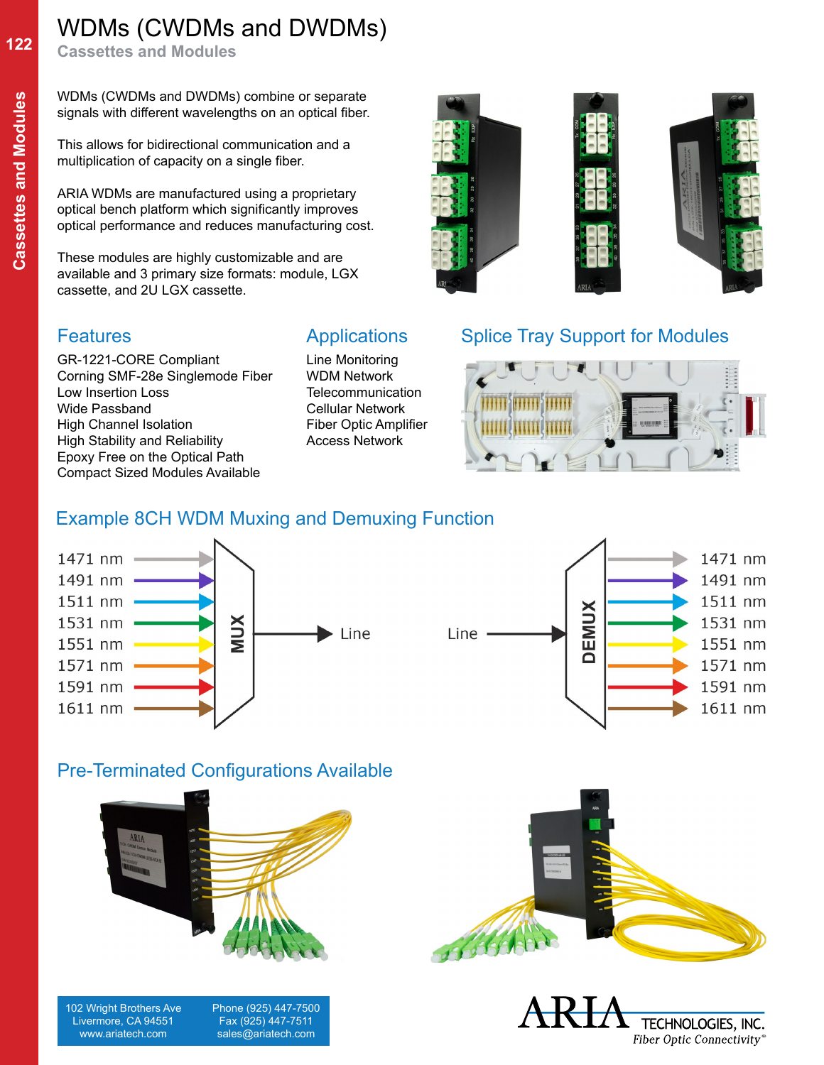# WDMs (CWDMs and DWDMs)

## Cassettes and Modules

WDMs (CWDMs and DWDMs) combine or separate signals with different wavelengths on an optical fiber.

This allows for bidirectional communication and a multiplication of capacity on a single fiber.

ARIA WDMs are manufactured using a proprietary optical bench platform which significantly improves optical performance and reduces manufacturing cost.

These modules are highly customizable and are available and 3 primary size formats: module, LGX cassette, and 2U LGX cassette.

### Features

- GR-1221-CORE Compliant
- Corning SMF-28e Singlemode Fiber
- Low Insertion Loss
- Wide Passband
- High Channel Isolation
- High Stability and Reliability
- Epoxy Free on the Optical Path
- Compact Sized Modules Available

### Applications

- Line Monitoring
- WDM Network
- Telecommunication
- Cellular Network
- Fiber Optic Amplifier
- Access Network

### Splice Tray Support for Modules

### Example 8CH WDM Muxing and Demuxing Function

1471 nm, 1491 nm, 1511 nm, 1531 nm, 1551 nm, 1571 nm, 1591 nm, 1611 nm → MUX → Line

Line → DEMUX → 1471 nm, 1491 nm, 1511 nm, 1531 nm, 1551 nm, 1571 nm, 1591 nm, 1611 nm

### Pre-Terminated Configurations Available

102 Wright Brothers Ave
Livermore, CA 94551
www.ariatech.com

Phone (925) 447-7500
Fax (925) 447-7511
sales@ariatech.com

ARIA TECHNOLOGIES, INC.
*Fiber Optic Connectivity®*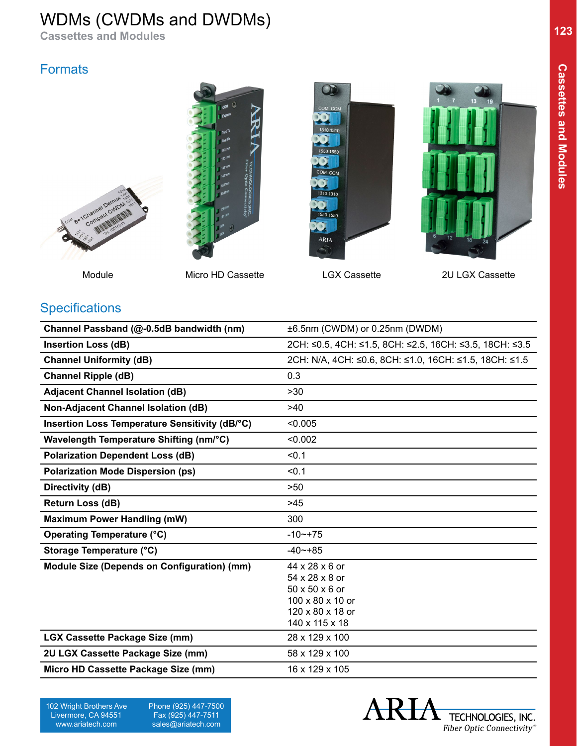# WDMs (CWDMs and DWDMs)

**Cassettes and Modules**

## Formats

Module

Micro HD Cassette

LGX Cassette

2U LGX Cassette

## Specifications

| | |
|---|---|
| **Channel Passband (@-0.5dB bandwidth (nm)** | ±6.5nm (CWDM) or 0.25nm (DWDM) |
| **Insertion Loss (dB)** | 2CH: ≤0.5, 4CH: ≤1.5, 8CH: ≤2.5, 16CH: ≤3.5, 18CH: ≤3.5 |
| **Channel Uniformity (dB)** | 2CH: N/A, 4CH: ≤0.6, 8CH: ≤1.0, 16CH: ≤1.5, 18CH: ≤1.5 |
| **Channel Ripple (dB)** | 0.3 |
| **Adjacent Channel Isolation (dB)** | >30 |
| **Non-Adjacent Channel Isolation (dB)** | >40 |
| **Insertion Loss Temperature Sensitivity (dB/°C)** | <0.005 |
| **Wavelength Temperature Shifting (nm/°C)** | <0.002 |
| **Polarization Dependent Loss (dB)** | <0.1 |
| **Polarization Mode Dispersion (ps)** | <0.1 |
| **Directivity (dB)** | >50 |
| **Return Loss (dB)** | >45 |
| **Maximum Power Handling (mW)** | 300 |
| **Operating Temperature (°C)** | -10~+75 |
| **Storage Temperature (°C)** | -40~+85 |
| **Module Size (Depends on Configuration) (mm)** | 44 x 28 x 6 or<br>54 x 28 x 8 or<br>50 x 50 x 6 or<br>100 x 80 x 10 or<br>120 x 80 x 18 or<br>140 x 115 x 18 |
| **LGX Cassette Package Size (mm)** | 28 x 129 x 100 |
| **2U LGX Cassette Package Size (mm)** | 58 x 129 x 100 |
| **Micro HD Cassette Package Size (mm)** | 16 x 129 x 105 |

102 Wright Brothers Ave
Livermore, CA 94551
www.ariatech.com

Phone (925) 447-7500
Fax (925) 447-7511
sales@ariatech.com

ARIA TECHNOLOGIES, INC.
*Fiber Optic Connectivity®*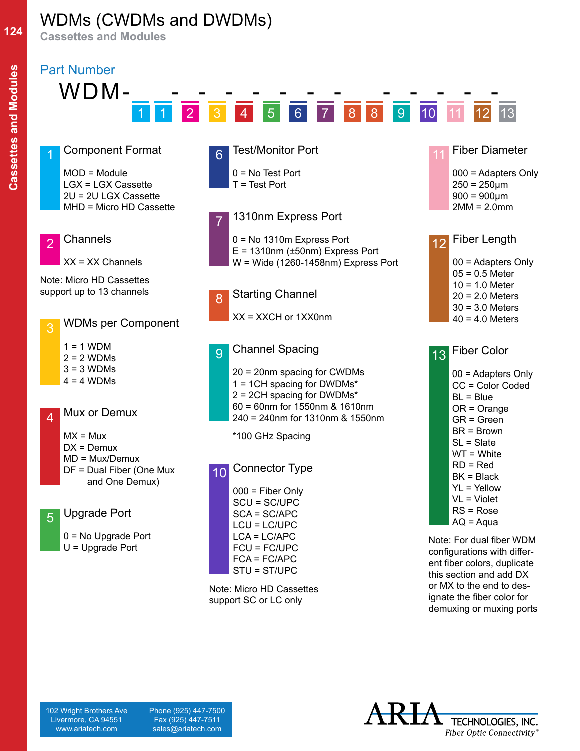# WDMs (CWDMs and DWDMs)

## Cassettes and Modules

### Part Number

WDM- _ _ - _ - _ - _ - _ - _ - _ - _ _ - _ - _ - _ - _ - _

1 1 2 3 4 5 6 7 8 8 9 10 11 12 13

### 1 Component Format

MOD = Module
LGX = LGX Cassette
2U = 2U LGX Cassette
MHD = Micro HD Cassette

### 2 Channels

XX = XX Channels

Note: Micro HD Cassettes support up to 13 channels

### 3 WDMs per Component

1 = 1 WDM
2 = 2 WDMs
3 = 3 WDMs
4 = 4 WDMs

### 4 Mux or Demux

MX = Mux
DX = Demux
MD = Mux/Demux
DF = Dual Fiber (One Mux and One Demux)

### 5 Upgrade Port

0 = No Upgrade Port
U = Upgrade Port

### 6 Test/Monitor Port

0 = No Test Port
T = Test Port

### 7 1310nm Express Port

0 = No 1310m Express Port
E = 1310nm (±50nm) Express Port
W = Wide (1260-1458nm) Express Port

### 8 Starting Channel

XX = XXCH or 1XX0nm

### 9 Channel Spacing

20 = 20nm spacing for CWDMs
1 = 1CH spacing for DWDMs*
2 = 2CH spacing for DWDMs*
60 = 60nm for 1550nm & 1610nm
240 = 240nm for 1310nm & 1550nm

*100 GHz Spacing

### 10 Connector Type

000 = Fiber Only
SCU = SC/UPC
SCA = SC/APC
LCU = LC/UPC
LCA = LC/APC
FCU = FC/UPC
FCA = FC/APC
STU = ST/UPC

Note: Micro HD Cassettes support SC or LC only

### 11 Fiber Diameter

000 = Adapters Only
250 = 250μm
900 = 900μm
2MM = 2.0mm

### 12 Fiber Length

00 = Adapters Only
05 = 0.5 Meter
10 = 1.0 Meter
20 = 2.0 Meters
30 = 3.0 Meters
40 = 4.0 Meters

### 13 Fiber Color

00 = Adapters Only
CC = Color Coded
BL = Blue
OR = Orange
GR = Green
BR = Brown
SL = Slate
WT = White
RD = Red
BK = Black
YL = Yellow
VL = Violet
RS = Rose
AQ = Aqua

Note: For dual fiber WDM configurations with different fiber colors, duplicate this section and add DX or MX to the end to designate the fiber color for demuxing or muxing ports

102 Wright Brothers Ave
Livermore, CA 94551
www.ariatech.com

Phone (925) 447-7500
Fax (925) 447-7511
sales@ariatech.com

ARIA TECHNOLOGIES, INC.
Fiber Optic Connectivity®